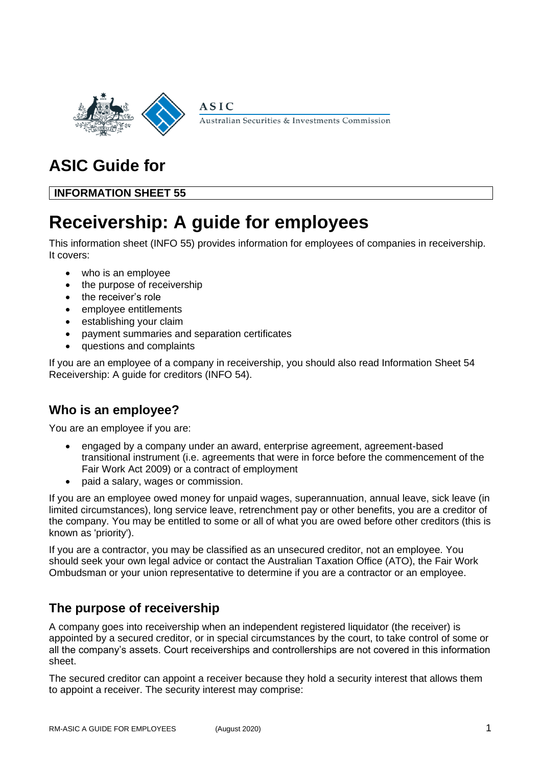ASIC

Australian Securities & Investments Commission

# ASIC Guide for

**INFORMATION SHEET 55**

# Receivership: A guide for employees

This information sheet (INFO 55) provides information for employees of companies in receivership. It covers:

- who is an employee
- the purpose of receivership
- the receiver's role
- employee entitlements
- establishing your claim
- payment summaries and separation certificates
- questions and complaints

If you are an employee of a company in receivership, you should also read Information Sheet 54 Receivership: A guide for creditors (INFO 54).

## Who is an employee?

You are an employee if you are:

- engaged by a company under an award, enterprise agreement, agreement-based transitional instrument (i.e. agreements that were in force before the commencement of the Fair Work Act 2009) or a contract of employment
- paid a salary, wages or commission.

If you are an employee owed money for unpaid wages, superannuation, annual leave, sick leave (in limited circumstances), long service leave, retrenchment pay or other benefits, you are a creditor of the company. You may be entitled to some or all of what you are owed before other creditors (this is known as 'priority').

If you are a contractor, you may be classified as an unsecured creditor, not an employee. You should seek your own legal advice or contact the Australian Taxation Office (ATO), the Fair Work Ombudsman or your union representative to determine if you are a contractor or an employee.

## The purpose of receivership

A company goes into receivership when an independent registered liquidator (the receiver) is appointed by a secured creditor, or in special circumstances by the court, to take control of some or all the company's assets. Court receiverships and controllerships are not covered in this information sheet.

The secured creditor can appoint a receiver because they hold a security interest that allows them to appoint a receiver. The security interest may comprise: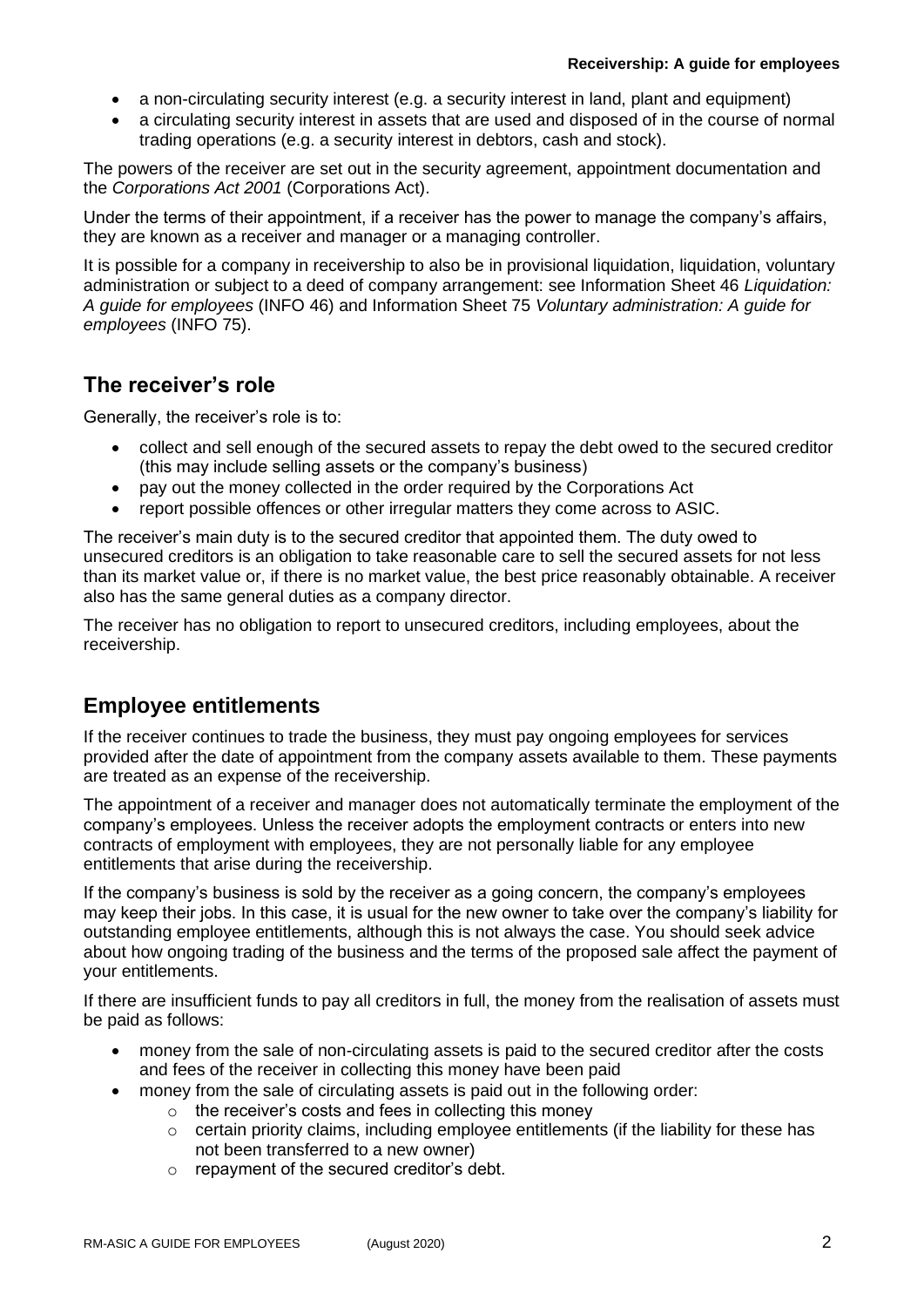- a non-circulating security interest (e.g. a security interest in land, plant and equipment)
- a circulating security interest in assets that are used and disposed of in the course of normal trading operations (e.g. a security interest in debtors, cash and stock).

The powers of the receiver are set out in the security agreement, appointment documentation and the *Corporations Act 2001* (Corporations Act).

Under the terms of their appointment, if a receiver has the power to manage the company's affairs, they are known as a receiver and manager or a managing controller.

It is possible for a company in receivership to also be in provisional liquidation, liquidation, voluntary administration or subject to a deed of company arrangement: see Information Sheet 46 *Liquidation: A guide for employees* (INFO 46) and Information Sheet 75 *Voluntary administration: A guide for employees* (INFO 75).

## The receiver's role

Generally, the receiver's role is to:

- collect and sell enough of the secured assets to repay the debt owed to the secured creditor (this may include selling assets or the company's business)
- pay out the money collected in the order required by the Corporations Act
- report possible offences or other irregular matters they come across to ASIC.

The receiver's main duty is to the secured creditor that appointed them. The duty owed to unsecured creditors is an obligation to take reasonable care to sell the secured assets for not less than its market value or, if there is no market value, the best price reasonably obtainable. A receiver also has the same general duties as a company director.

The receiver has no obligation to report to unsecured creditors, including employees, about the receivership.

## Employee entitlements

If the receiver continues to trade the business, they must pay ongoing employees for services provided after the date of appointment from the company assets available to them. These payments are treated as an expense of the receivership.

The appointment of a receiver and manager does not automatically terminate the employment of the company's employees. Unless the receiver adopts the employment contracts or enters into new contracts of employment with employees, they are not personally liable for any employee entitlements that arise during the receivership.

If the company's business is sold by the receiver as a going concern, the company's employees may keep their jobs. In this case, it is usual for the new owner to take over the company's liability for outstanding employee entitlements, although this is not always the case. You should seek advice about how ongoing trading of the business and the terms of the proposed sale affect the payment of your entitlements.

If there are insufficient funds to pay all creditors in full, the money from the realisation of assets must be paid as follows:

- money from the sale of non-circulating assets is paid to the secured creditor after the costs and fees of the receiver in collecting this money have been paid
- money from the sale of circulating assets is paid out in the following order:
  - the receiver's costs and fees in collecting this money
  - certain priority claims, including employee entitlements (if the liability for these has not been transferred to a new owner)
  - repayment of the secured creditor's debt.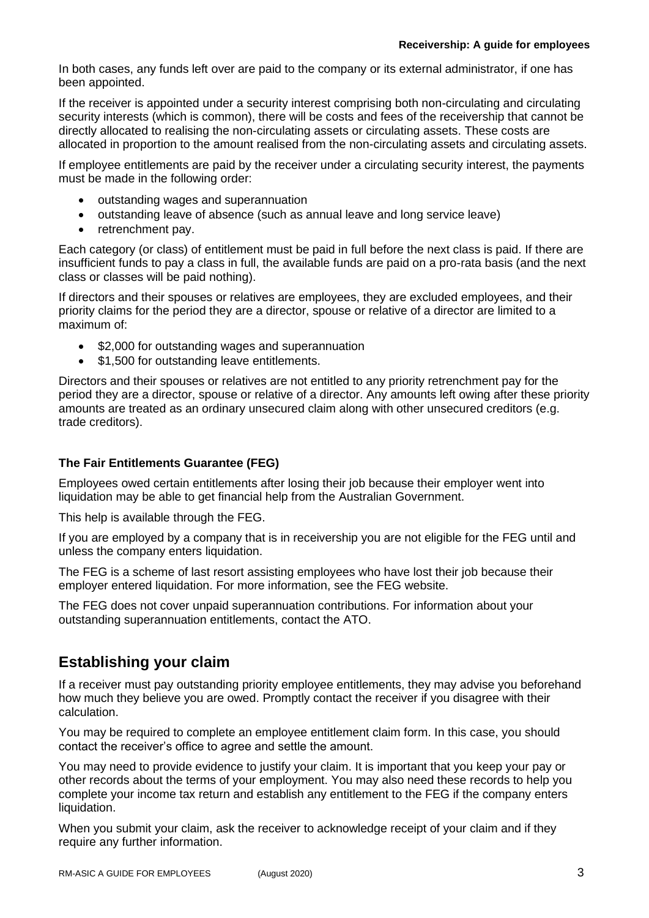In both cases, any funds left over are paid to the company or its external administrator, if one has been appointed.

If the receiver is appointed under a security interest comprising both non-circulating and circulating security interests (which is common), there will be costs and fees of the receivership that cannot be directly allocated to realising the non-circulating assets or circulating assets. These costs are allocated in proportion to the amount realised from the non-circulating assets and circulating assets.

If employee entitlements are paid by the receiver under a circulating security interest, the payments must be made in the following order:

- outstanding wages and superannuation
- outstanding leave of absence (such as annual leave and long service leave)
- retrenchment pay.

Each category (or class) of entitlement must be paid in full before the next class is paid. If there are insufficient funds to pay a class in full, the available funds are paid on a pro-rata basis (and the next class or classes will be paid nothing).

If directors and their spouses or relatives are employees, they are excluded employees, and their priority claims for the period they are a director, spouse or relative of a director are limited to a maximum of:

- $2,000 for outstanding wages and superannuation
- $1,500 for outstanding leave entitlements.

Directors and their spouses or relatives are not entitled to any priority retrenchment pay for the period they are a director, spouse or relative of a director. Any amounts left owing after these priority amounts are treated as an ordinary unsecured claim along with other unsecured creditors (e.g. trade creditors).

### The Fair Entitlements Guarantee (FEG)

Employees owed certain entitlements after losing their job because their employer went into liquidation may be able to get financial help from the Australian Government.

This help is available through the FEG.

If you are employed by a company that is in receivership you are not eligible for the FEG until and unless the company enters liquidation.

The FEG is a scheme of last resort assisting employees who have lost their job because their employer entered liquidation. For more information, see the FEG website.

The FEG does not cover unpaid superannuation contributions. For information about your outstanding superannuation entitlements, contact the ATO.

## Establishing your claim

If a receiver must pay outstanding priority employee entitlements, they may advise you beforehand how much they believe you are owed. Promptly contact the receiver if you disagree with their calculation.

You may be required to complete an employee entitlement claim form. In this case, you should contact the receiver's office to agree and settle the amount.

You may need to provide evidence to justify your claim. It is important that you keep your pay or other records about the terms of your employment. You may also need these records to help you complete your income tax return and establish any entitlement to the FEG if the company enters liquidation.

When you submit your claim, ask the receiver to acknowledge receipt of your claim and if they require any further information.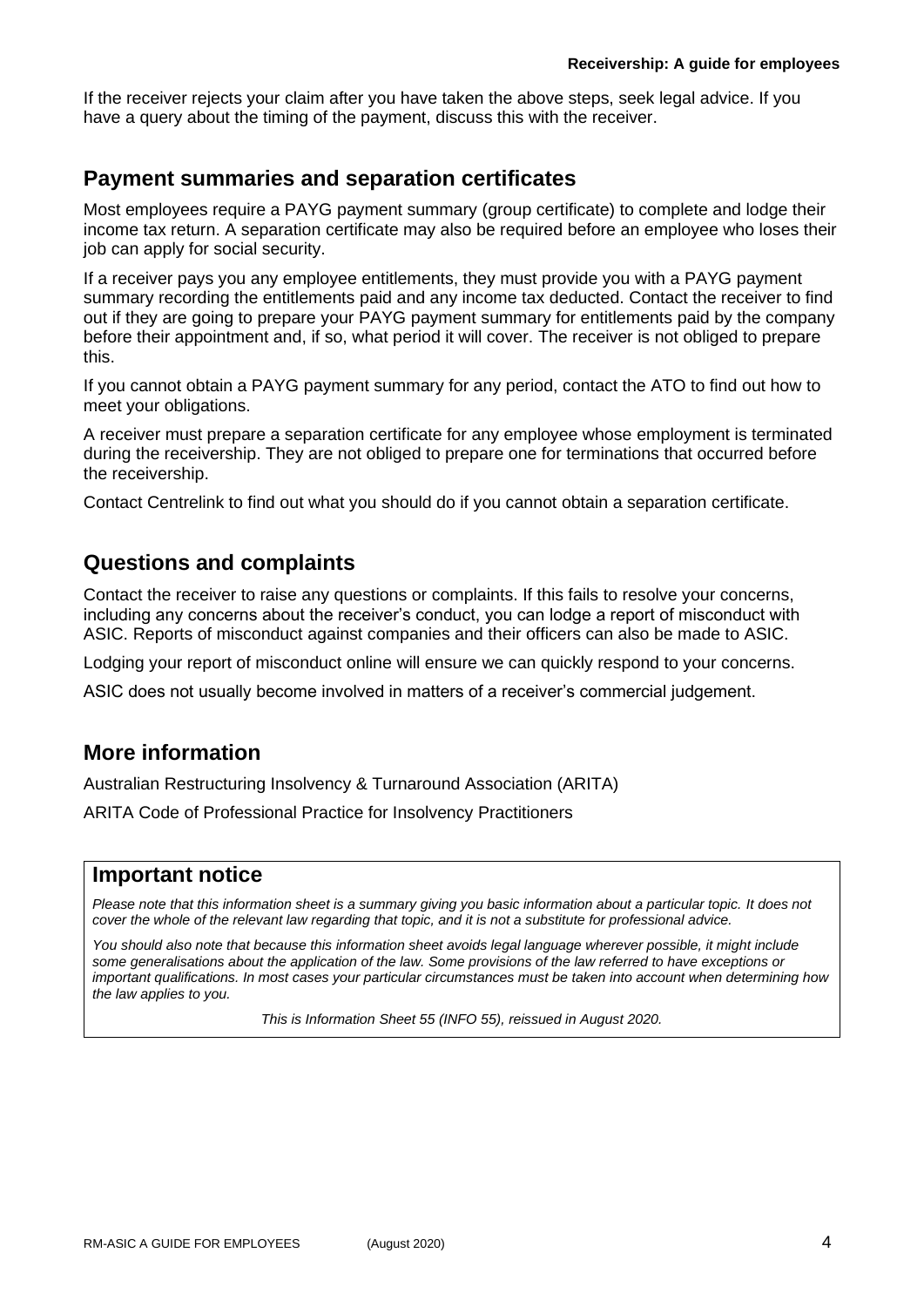If the receiver rejects your claim after you have taken the above steps, seek legal advice. If you have a query about the timing of the payment, discuss this with the receiver.

## Payment summaries and separation certificates

Most employees require a PAYG payment summary (group certificate) to complete and lodge their income tax return. A separation certificate may also be required before an employee who loses their job can apply for social security.

If a receiver pays you any employee entitlements, they must provide you with a PAYG payment summary recording the entitlements paid and any income tax deducted. Contact the receiver to find out if they are going to prepare your PAYG payment summary for entitlements paid by the company before their appointment and, if so, what period it will cover. The receiver is not obliged to prepare this.

If you cannot obtain a PAYG payment summary for any period, contact the ATO to find out how to meet your obligations.

A receiver must prepare a separation certificate for any employee whose employment is terminated during the receivership. They are not obliged to prepare one for terminations that occurred before the receivership.

Contact Centrelink to find out what you should do if you cannot obtain a separation certificate.

## Questions and complaints

Contact the receiver to raise any questions or complaints. If this fails to resolve your concerns, including any concerns about the receiver's conduct, you can lodge a report of misconduct with ASIC. Reports of misconduct against companies and their officers can also be made to ASIC.

Lodging your report of misconduct online will ensure we can quickly respond to your concerns.

ASIC does not usually become involved in matters of a receiver's commercial judgement.

## More information

Australian Restructuring Insolvency & Turnaround Association (ARITA)

ARITA Code of Professional Practice for Insolvency Practitioners

## Important notice

*Please note that this information sheet is a summary giving you basic information about a particular topic. It does not cover the whole of the relevant law regarding that topic, and it is not a substitute for professional advice.*

*You should also note that because this information sheet avoids legal language wherever possible, it might include some generalisations about the application of the law. Some provisions of the law referred to have exceptions or important qualifications. In most cases your particular circumstances must be taken into account when determining how the law applies to you.*

*This is Information Sheet 55 (INFO 55), reissued in August 2020.*